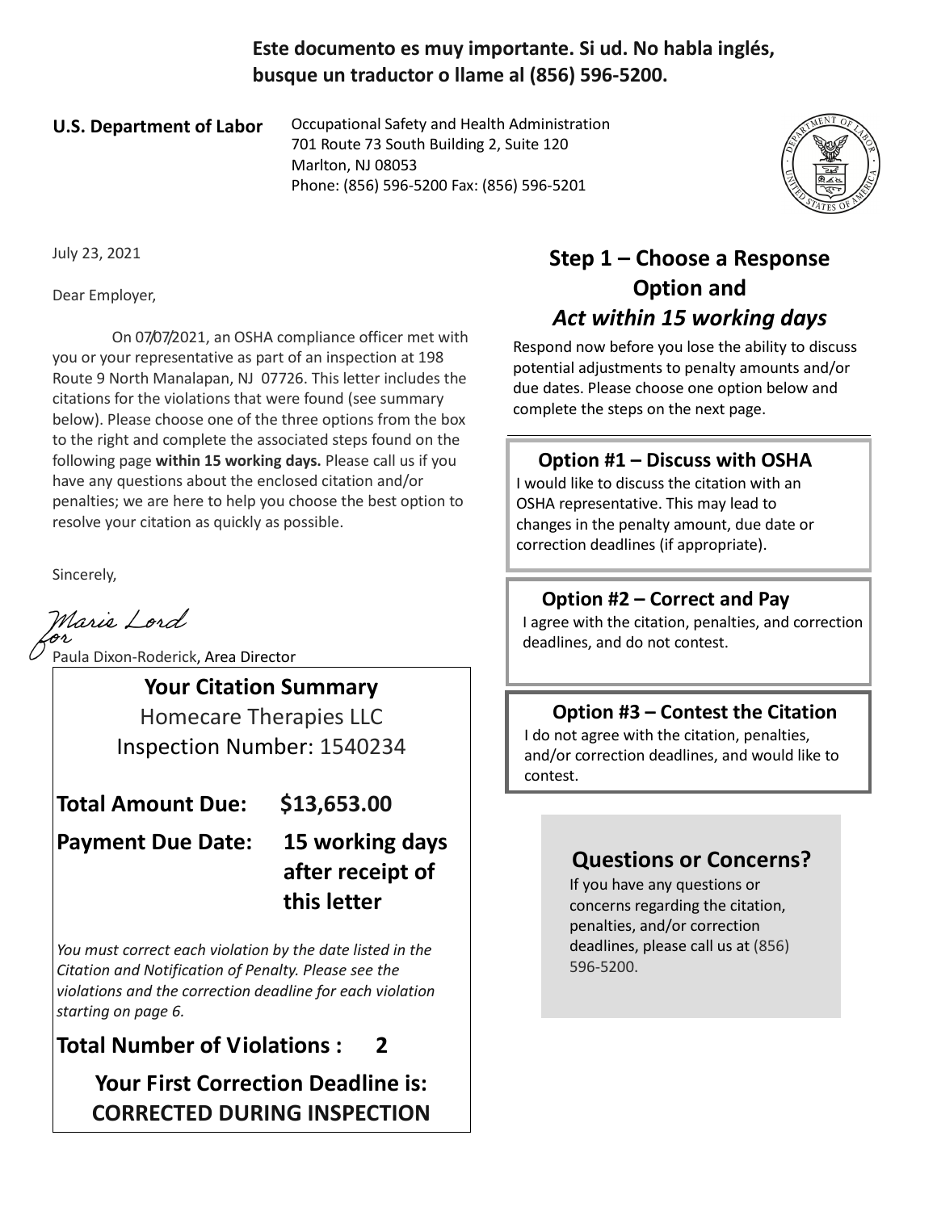**Este documento es muy importante. Si ud. No habla inglés, busque un traductor o llame al (856) 596-5200.**

**U.S. Department of Labor**

Occupational Safety and Health Administration
701 Route 73 South Building 2, Suite 120
Marlton, NJ 08053
Phone: (856) 596-5200 Fax: (856) 596-5201

July 23, 2021

Dear Employer,

On 07/07/2021, an OSHA compliance officer met with you or your representative as part of an inspection at 198 Route 9 North Manalapan, NJ 07726. This letter includes the citations for the violations that were found (see summary below). Please choose one of the three options from the box to the right and complete the associated steps found on the following page **within 15 working days.** Please call us if you have any questions about the enclosed citation and/or penalties; we are here to help you choose the best option to resolve your citation as quickly as possible.

Sincerely,

Marie Lord
for
Paula Dixon-Roderick, Area Director

## Your Citation Summary

Homecare Therapies LLC
Inspection Number: 1540234

**Total Amount Due: $13,653.00**

**Payment Due Date: 15 working days after receipt of this letter**

*You must correct each violation by the date listed in the Citation and Notification of Penalty. Please see the violations and the correction deadline for each violation starting on page 6.*

**Total Number of Violations : 2**

**Your First Correction Deadline is: CORRECTED DURING INSPECTION**

## Step 1 – Choose a Response Option and *Act within 15 working days*

Respond now before you lose the ability to discuss potential adjustments to penalty amounts and/or due dates. Please choose one option below and complete the steps on the next page.

### Option #1 – Discuss with OSHA

I would like to discuss the citation with an OSHA representative. This may lead to changes in the penalty amount, due date or correction deadlines (if appropriate).

### Option #2 – Correct and Pay

I agree with the citation, penalties, and correction deadlines, and do not contest.

### Option #3 – Contest the Citation

I do not agree with the citation, penalties, and/or correction deadlines, and would like to contest.

### Questions or Concerns?

If you have any questions or concerns regarding the citation, penalties, and/or correction deadlines, please call us at (856) 596-5200.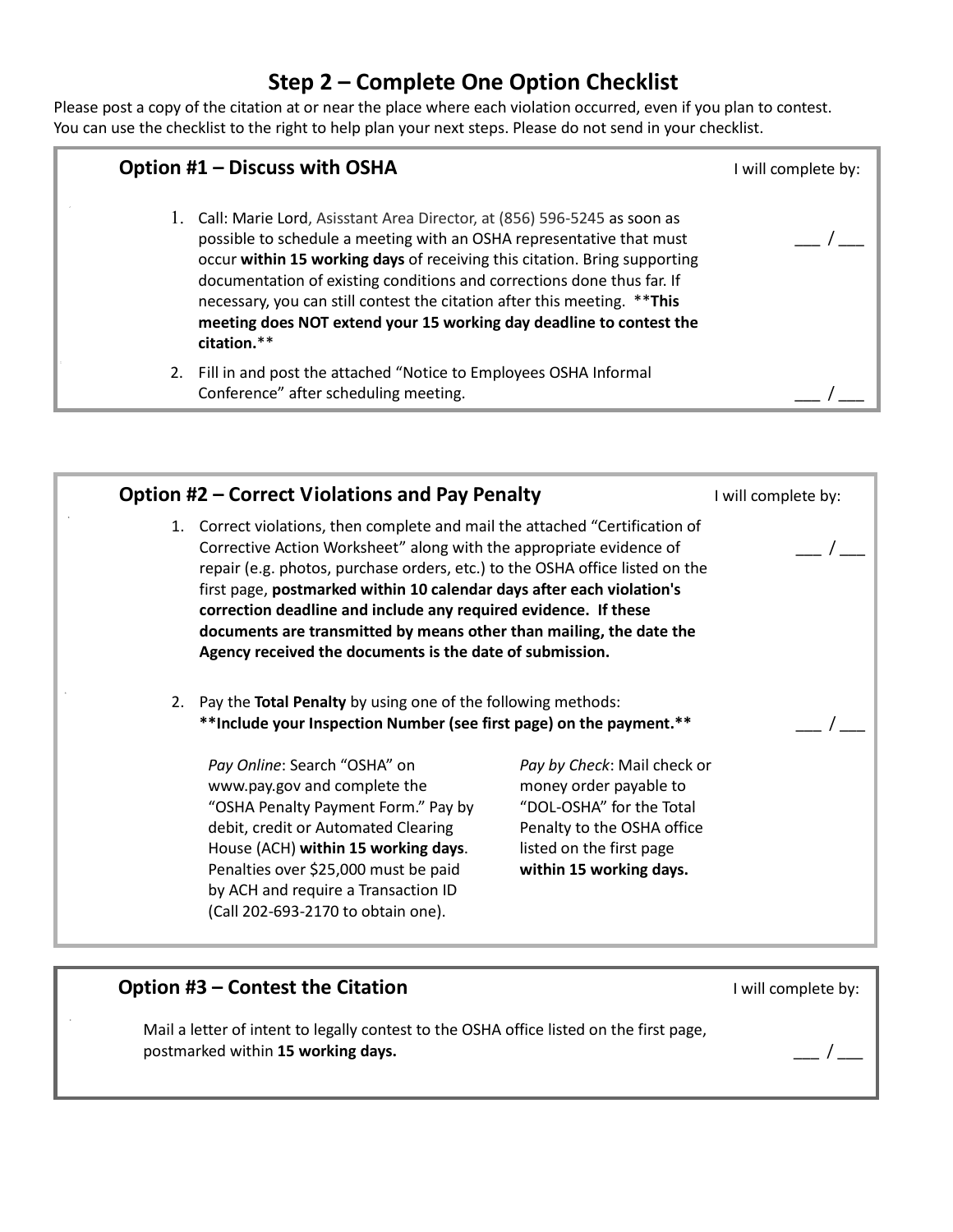# Step 2 – Complete One Option Checklist

Please post a copy of the citation at or near the place where each violation occurred, even if you plan to contest. You can use the checklist to the right to help plan your next steps. Please do not send in your checklist.

## Option #1 – Discuss with OSHA

I will complete by:

1. Call: Marie Lord, Asisstant Area Director, at (856) 596-5245 as soon as possible to schedule a meeting with an OSHA representative that must occur **within 15 working days** of receiving this citation. Bring supporting documentation of existing conditions and corrections done thus far. If necessary, you can still contest the citation after this meeting. ****This meeting does NOT extend your 15 working day deadline to contest the citation.**** ___ / ___

2. Fill in and post the attached "Notice to Employees OSHA Informal Conference" after scheduling meeting. ___ / ___

## Option #2 – Correct Violations and Pay Penalty

I will complete by:

1. Correct violations, then complete and mail the attached "Certification of Corrective Action Worksheet" along with the appropriate evidence of repair (e.g. photos, purchase orders, etc.) to the OSHA office listed on the first page, **postmarked within 10 calendar days after each violation's correction deadline and include any required evidence. If these documents are transmitted by means other than mailing, the date the Agency received the documents is the date of submission.** ___ / ___

2. Pay the **Total Penalty** by using one of the following methods:
   ****Include your Inspection Number (see first page) on the payment.**** ___ / ___

   *Pay Online*: Search "OSHA" on www.pay.gov and complete the "OSHA Penalty Payment Form." Pay by debit, credit or Automated Clearing House (ACH) **within 15 working days**. Penalties over $25,000 must be paid by ACH and require a Transaction ID (Call 202-693-2170 to obtain one).

   *Pay by Check*: Mail check or money order payable to "DOL-OSHA" for the Total Penalty to the OSHA office listed on the first page **within 15 working days.**

## Option #3 – Contest the Citation

I will complete by:

Mail a letter of intent to legally contest to the OSHA office listed on the first page, postmarked within **15 working days.** ___ / ___